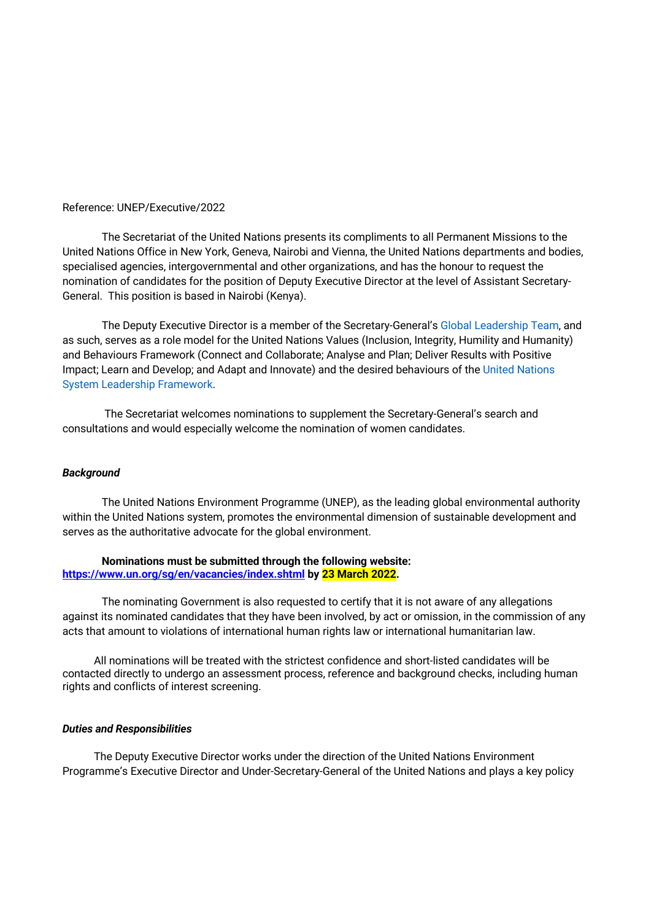Reference: UNEP/Executive/2022

The Secretariat of the United Nations presents its compliments to all Permanent Missions to the United Nations Office in New York, Geneva, Nairobi and Vienna, the United Nations departments and bodies, specialised agencies, intergovernmental and other organizations, and has the honour to request the nomination of candidates for the position of Deputy Executive Director at the level of Assistant Secretary-General. This position is based in Nairobi (Kenya).

The Deputy Executive Director is a member of the Secretary-General's Global Leadership Team, and as such, serves as a role model for the United Nations Values (Inclusion, Integrity, Humility and Humanity) and Behaviours Framework (Connect and Collaborate; Analyse and Plan; Deliver Results with Positive Impact; Learn and Develop; and Adapt and Innovate) and the desired behaviours of the United Nations System Leadership Framework.

The Secretariat welcomes nominations to supplement the Secretary-General's search and consultations and would especially welcome the nomination of women candidates.

***Background***

The United Nations Environment Programme (UNEP), as the leading global environmental authority within the United Nations system, promotes the environmental dimension of sustainable development and serves as the authoritative advocate for the global environment.

**Nominations must be submitted through the following website: https://www.un.org/sg/en/vacancies/index.shtml by 23 March 2022.**

The nominating Government is also requested to certify that it is not aware of any allegations against its nominated candidates that they have been involved, by act or omission, in the commission of any acts that amount to violations of international human rights law or international humanitarian law.

All nominations will be treated with the strictest confidence and short-listed candidates will be contacted directly to undergo an assessment process, reference and background checks, including human rights and conflicts of interest screening.

***Duties and Responsibilities***

The Deputy Executive Director works under the direction of the United Nations Environment Programme's Executive Director and Under-Secretary-General of the United Nations and plays a key policy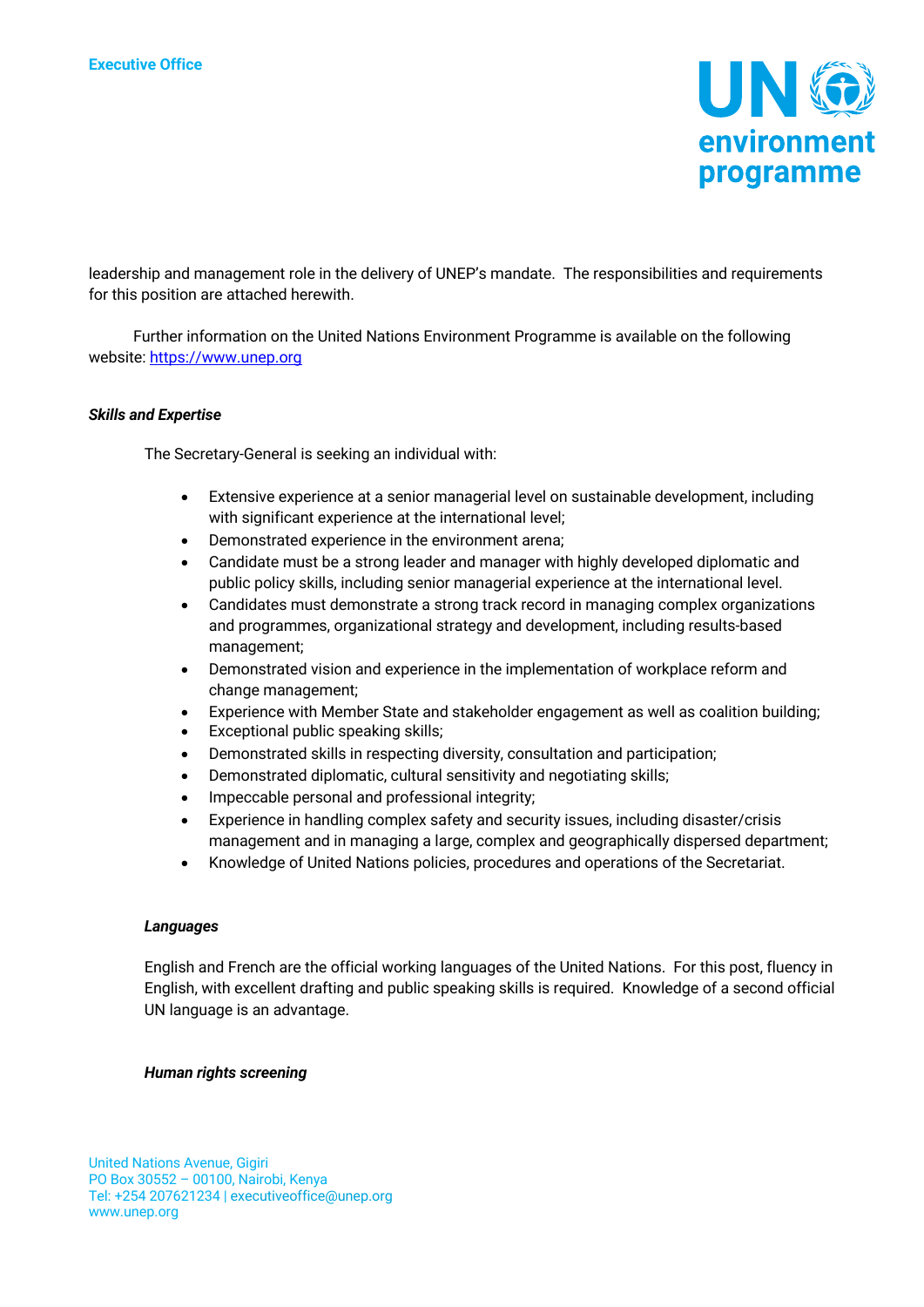leadership and management role in the delivery of UNEP's mandate. The responsibilities and requirements for this position are attached herewith.

Further information on the United Nations Environment Programme is available on the following website: [https://www.unep.org](https://www.unep.org)

***Skills and Expertise***

The Secretary-General is seeking an individual with:

- Extensive experience at a senior managerial level on sustainable development, including with significant experience at the international level;
- Demonstrated experience in the environment arena;
- Candidate must be a strong leader and manager with highly developed diplomatic and public policy skills, including senior managerial experience at the international level.
- Candidates must demonstrate a strong track record in managing complex organizations and programmes, organizational strategy and development, including results-based management;
- Demonstrated vision and experience in the implementation of workplace reform and change management;
- Experience with Member State and stakeholder engagement as well as coalition building;
- Exceptional public speaking skills;
- Demonstrated skills in respecting diversity, consultation and participation;
- Demonstrated diplomatic, cultural sensitivity and negotiating skills;
- Impeccable personal and professional integrity;
- Experience in handling complex safety and security issues, including disaster/crisis management and in managing a large, complex and geographically dispersed department;
- Knowledge of United Nations policies, procedures and operations of the Secretariat.

***Languages***

English and French are the official working languages of the United Nations. For this post, fluency in English, with excellent drafting and public speaking skills is required. Knowledge of a second official UN language is an advantage.

***Human rights screening***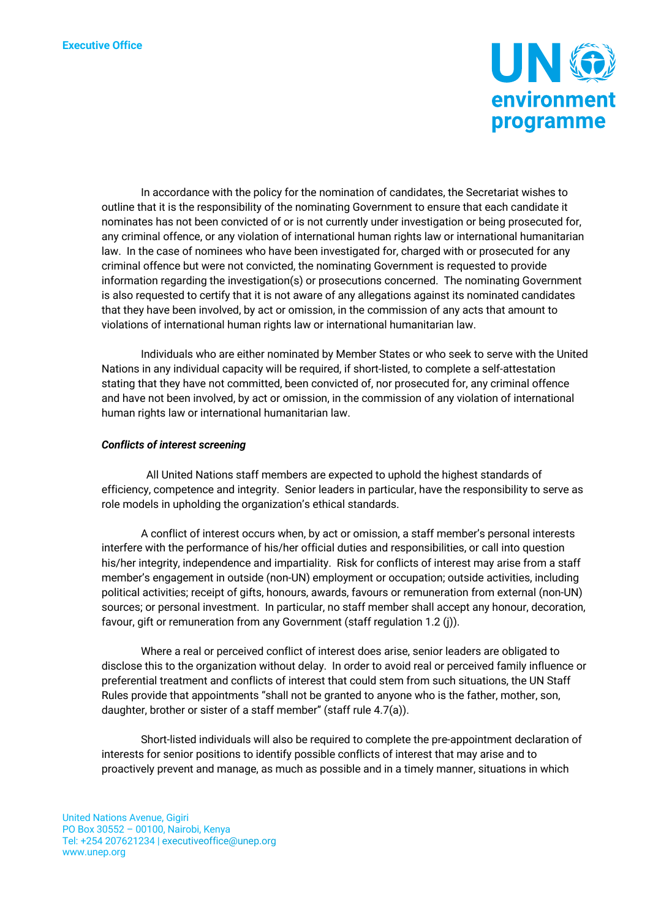In accordance with the policy for the nomination of candidates, the Secretariat wishes to outline that it is the responsibility of the nominating Government to ensure that each candidate it nominates has not been convicted of or is not currently under investigation or being prosecuted for, any criminal offence, or any violation of international human rights law or international humanitarian law. In the case of nominees who have been investigated for, charged with or prosecuted for any criminal offence but were not convicted, the nominating Government is requested to provide information regarding the investigation(s) or prosecutions concerned. The nominating Government is also requested to certify that it is not aware of any allegations against its nominated candidates that they have been involved, by act or omission, in the commission of any acts that amount to violations of international human rights law or international humanitarian law.

Individuals who are either nominated by Member States or who seek to serve with the United Nations in any individual capacity will be required, if short-listed, to complete a self-attestation stating that they have not committed, been convicted of, nor prosecuted for, any criminal offence and have not been involved, by act or omission, in the commission of any violation of international human rights law or international humanitarian law.

***Conflicts of interest screening***

All United Nations staff members are expected to uphold the highest standards of efficiency, competence and integrity. Senior leaders in particular, have the responsibility to serve as role models in upholding the organization's ethical standards.

A conflict of interest occurs when, by act or omission, a staff member's personal interests interfere with the performance of his/her official duties and responsibilities, or call into question his/her integrity, independence and impartiality. Risk for conflicts of interest may arise from a staff member's engagement in outside (non-UN) employment or occupation; outside activities, including political activities; receipt of gifts, honours, awards, favours or remuneration from external (non-UN) sources; or personal investment. In particular, no staff member shall accept any honour, decoration, favour, gift or remuneration from any Government (staff regulation 1.2 (j)).

Where a real or perceived conflict of interest does arise, senior leaders are obligated to disclose this to the organization without delay. In order to avoid real or perceived family influence or preferential treatment and conflicts of interest that could stem from such situations, the UN Staff Rules provide that appointments "shall not be granted to anyone who is the father, mother, son, daughter, brother or sister of a staff member" (staff rule 4.7(a)).

Short-listed individuals will also be required to complete the pre-appointment declaration of interests for senior positions to identify possible conflicts of interest that may arise and to proactively prevent and manage, as much as possible and in a timely manner, situations in which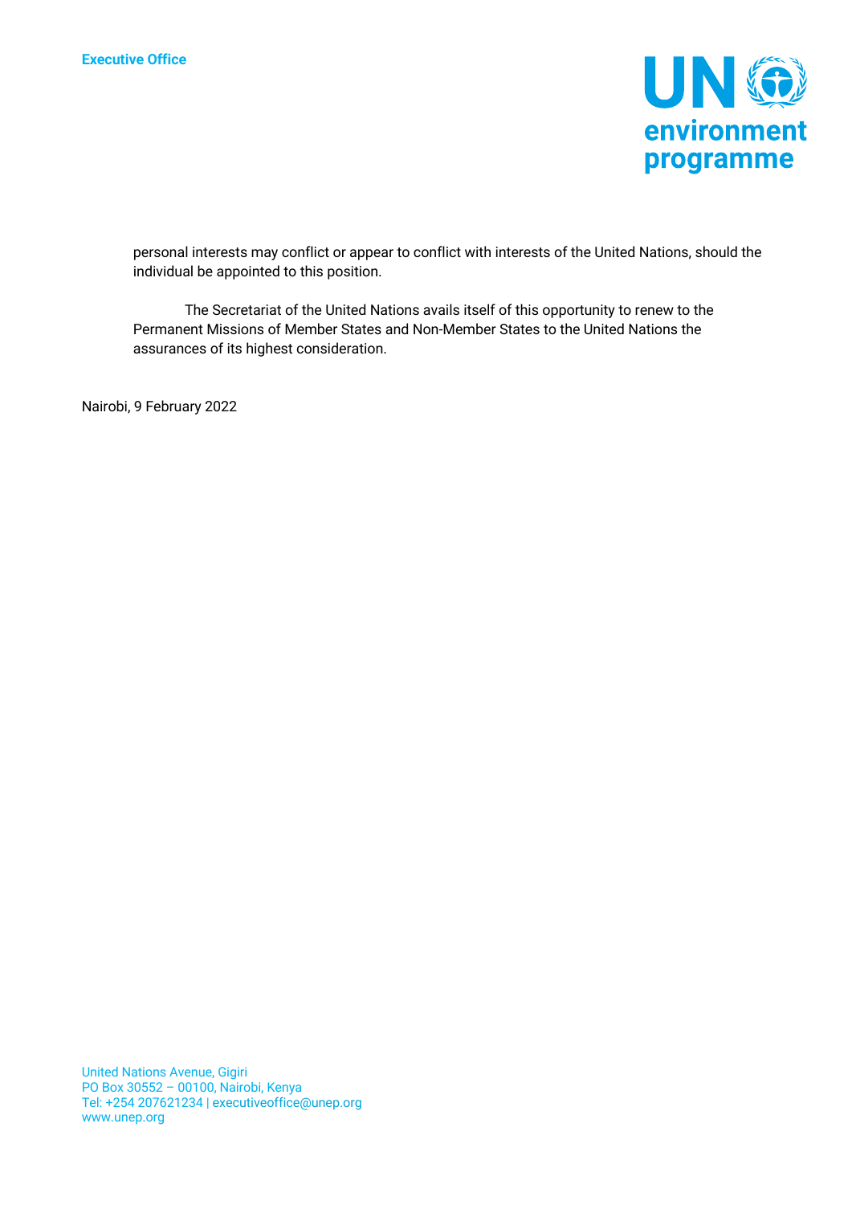personal interests may conflict or appear to conflict with interests of the United Nations, should the individual be appointed to this position.

The Secretariat of the United Nations avails itself of this opportunity to renew to the Permanent Missions of Member States and Non-Member States to the United Nations the assurances of its highest consideration.

Nairobi, 9 February 2022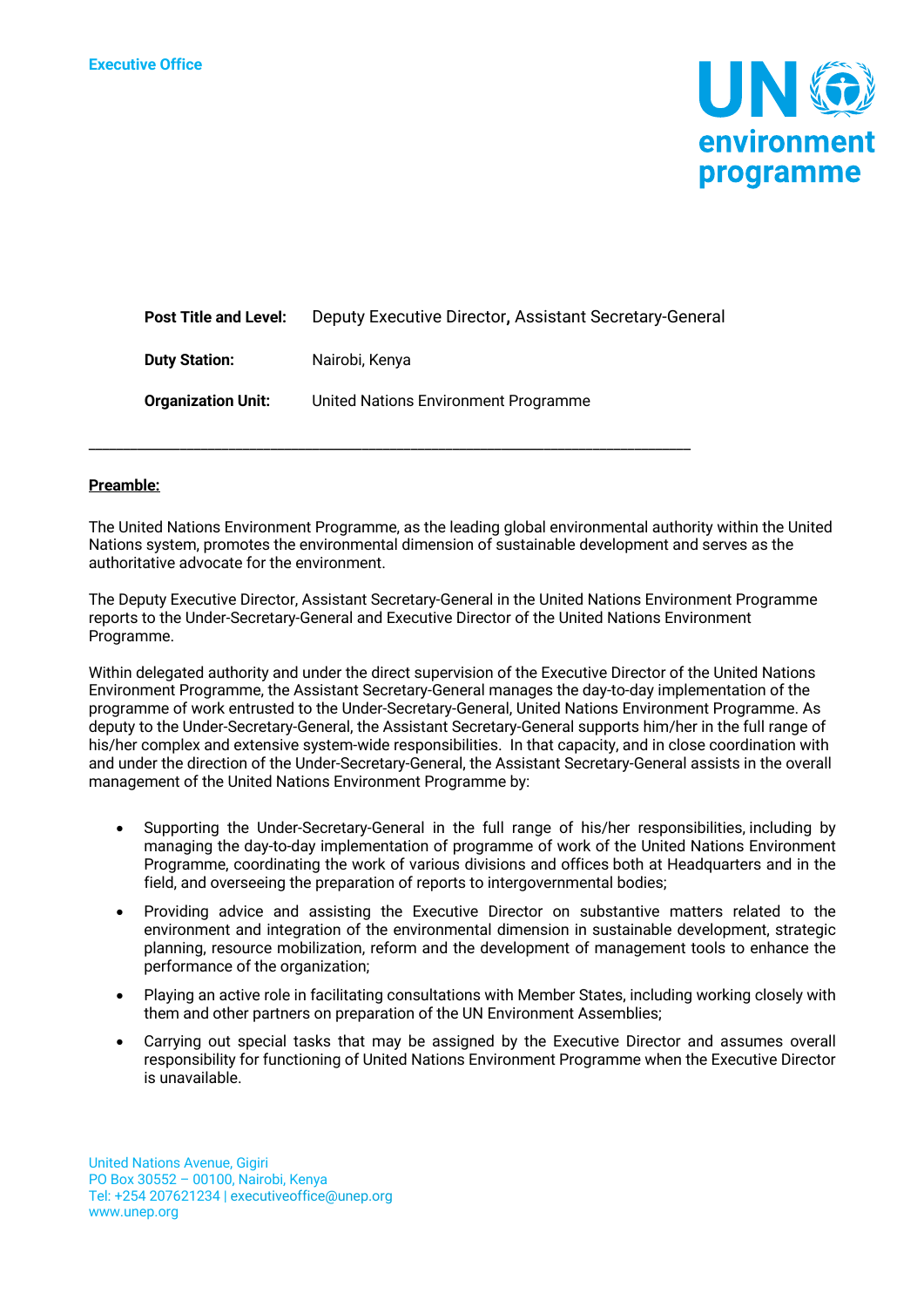Executive Office

| **Post Title and Level:** | Deputy Executive Director**,** Assistant Secretary-General |
|---|---|
| **Duty Station:** | Nairobi, Kenya |
| **Organization Unit:** | United Nations Environment Programme |

---

**Preamble:**

The United Nations Environment Programme, as the leading global environmental authority within the United Nations system, promotes the environmental dimension of sustainable development and serves as the authoritative advocate for the environment.

The Deputy Executive Director, Assistant Secretary-General in the United Nations Environment Programme reports to the Under-Secretary-General and Executive Director of the United Nations Environment Programme.

Within delegated authority and under the direct supervision of the Executive Director of the United Nations Environment Programme, the Assistant Secretary-General manages the day-to-day implementation of the programme of work entrusted to the Under-Secretary-General, United Nations Environment Programme. As deputy to the Under-Secretary-General, the Assistant Secretary-General supports him/her in the full range of his/her complex and extensive system-wide responsibilities. In that capacity, and in close coordination with and under the direction of the Under-Secretary-General, the Assistant Secretary-General assists in the overall management of the United Nations Environment Programme by:

- Supporting the Under-Secretary-General in the full range of his/her responsibilities, including by managing the day-to-day implementation of programme of work of the United Nations Environment Programme, coordinating the work of various divisions and offices both at Headquarters and in the field, and overseeing the preparation of reports to intergovernmental bodies;
- Providing advice and assisting the Executive Director on substantive matters related to the environment and integration of the environmental dimension in sustainable development, strategic planning, resource mobilization, reform and the development of management tools to enhance the performance of the organization;
- Playing an active role in facilitating consultations with Member States, including working closely with them and other partners on preparation of the UN Environment Assemblies;
- Carrying out special tasks that may be assigned by the Executive Director and assumes overall responsibility for functioning of United Nations Environment Programme when the Executive Director is unavailable.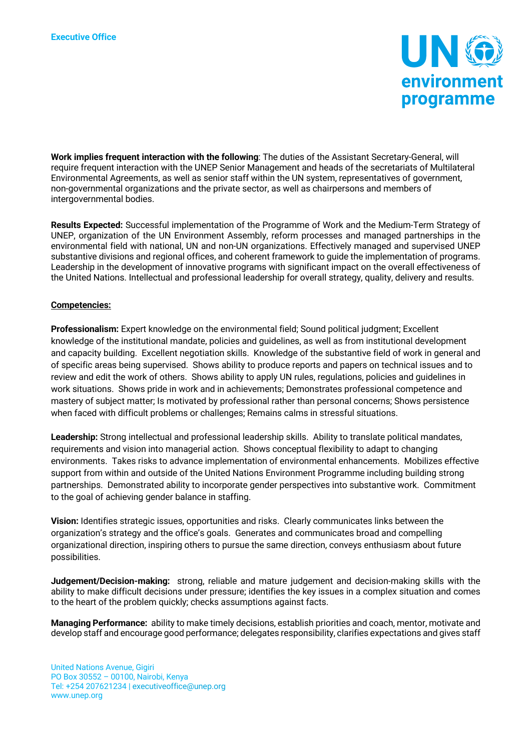**Work implies frequent interaction with the following**: The duties of the Assistant Secretary-General, will require frequent interaction with the UNEP Senior Management and heads of the secretariats of Multilateral Environmental Agreements, as well as senior staff within the UN system, representatives of government, non-governmental organizations and the private sector, as well as chairpersons and members of intergovernmental bodies.

**Results Expected:** Successful implementation of the Programme of Work and the Medium-Term Strategy of UNEP, organization of the UN Environment Assembly, reform processes and managed partnerships in the environmental field with national, UN and non-UN organizations. Effectively managed and supervised UNEP substantive divisions and regional offices, and coherent framework to guide the implementation of programs. Leadership in the development of innovative programs with significant impact on the overall effectiveness of the United Nations. Intellectual and professional leadership for overall strategy, quality, delivery and results.

**Competencies:**

**Professionalism:** Expert knowledge on the environmental field; Sound political judgment; Excellent knowledge of the institutional mandate, policies and guidelines, as well as from institutional development and capacity building. Excellent negotiation skills. Knowledge of the substantive field of work in general and of specific areas being supervised. Shows ability to produce reports and papers on technical issues and to review and edit the work of others. Shows ability to apply UN rules, regulations, policies and guidelines in work situations. Shows pride in work and in achievements; Demonstrates professional competence and mastery of subject matter; Is motivated by professional rather than personal concerns; Shows persistence when faced with difficult problems or challenges; Remains calms in stressful situations.

**Leadership:** Strong intellectual and professional leadership skills. Ability to translate political mandates, requirements and vision into managerial action. Shows conceptual flexibility to adapt to changing environments. Takes risks to advance implementation of environmental enhancements. Mobilizes effective support from within and outside of the United Nations Environment Programme including building strong partnerships. Demonstrated ability to incorporate gender perspectives into substantive work. Commitment to the goal of achieving gender balance in staffing.

**Vision:** Identifies strategic issues, opportunities and risks. Clearly communicates links between the organization's strategy and the office's goals. Generates and communicates broad and compelling organizational direction, inspiring others to pursue the same direction, conveys enthusiasm about future possibilities.

**Judgement/Decision-making:** strong, reliable and mature judgement and decision-making skills with the ability to make difficult decisions under pressure; identifies the key issues in a complex situation and comes to the heart of the problem quickly; checks assumptions against facts.

**Managing Performance:** ability to make timely decisions, establish priorities and coach, mentor, motivate and develop staff and encourage good performance; delegates responsibility, clarifies expectations and gives staff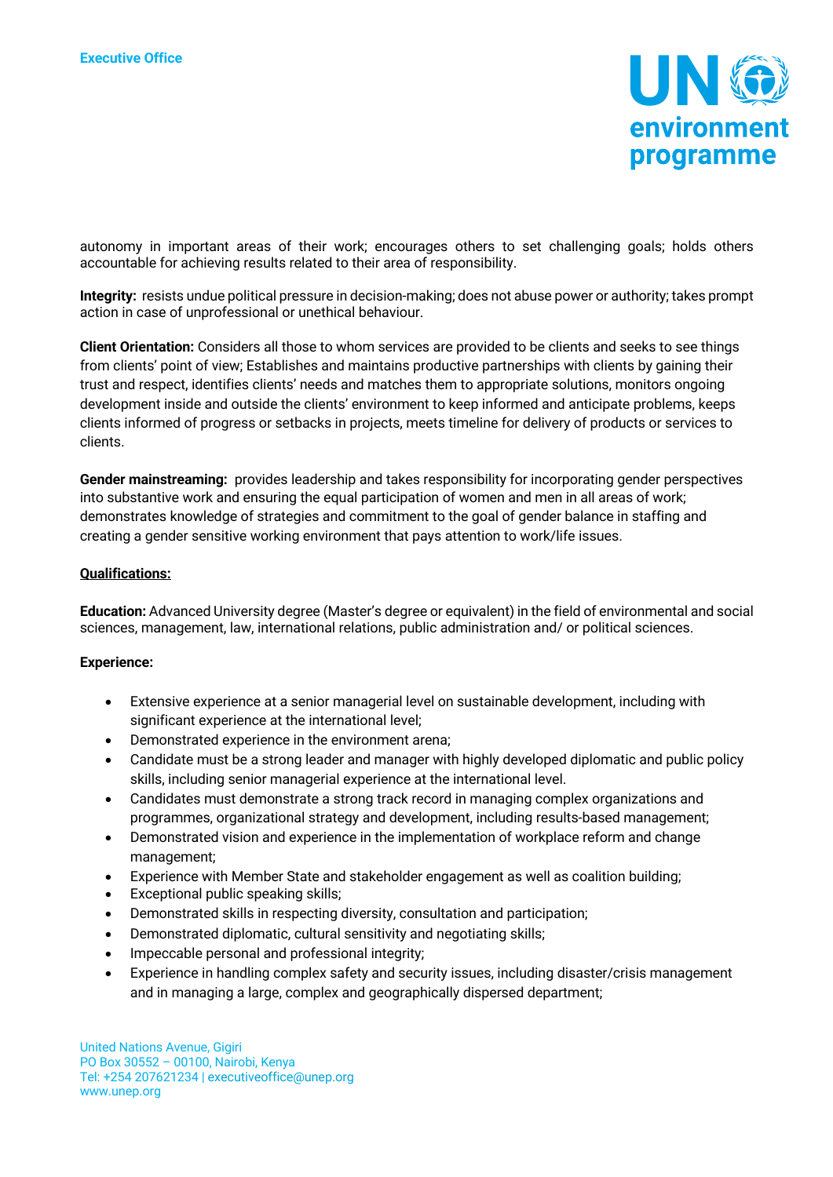autonomy in important areas of their work; encourages others to set challenging goals; holds others accountable for achieving results related to their area of responsibility.

**Integrity:** resists undue political pressure in decision-making; does not abuse power or authority; takes prompt action in case of unprofessional or unethical behaviour.

**Client Orientation:** Considers all those to whom services are provided to be clients and seeks to see things from clients' point of view; Establishes and maintains productive partnerships with clients by gaining their trust and respect, identifies clients' needs and matches them to appropriate solutions, monitors ongoing development inside and outside the clients' environment to keep informed and anticipate problems, keeps clients informed of progress or setbacks in projects, meets timeline for delivery of products or services to clients.

**Gender mainstreaming:** provides leadership and takes responsibility for incorporating gender perspectives into substantive work and ensuring the equal participation of women and men in all areas of work; demonstrates knowledge of strategies and commitment to the goal of gender balance in staffing and creating a gender sensitive working environment that pays attention to work/life issues.

**Qualifications:**

**Education:** Advanced University degree (Master's degree or equivalent) in the field of environmental and social sciences, management, law, international relations, public administration and/ or political sciences.

**Experience:**

- Extensive experience at a senior managerial level on sustainable development, including with significant experience at the international level;
- Demonstrated experience in the environment arena;
- Candidate must be a strong leader and manager with highly developed diplomatic and public policy skills, including senior managerial experience at the international level.
- Candidates must demonstrate a strong track record in managing complex organizations and programmes, organizational strategy and development, including results-based management;
- Demonstrated vision and experience in the implementation of workplace reform and change management;
- Experience with Member State and stakeholder engagement as well as coalition building;
- Exceptional public speaking skills;
- Demonstrated skills in respecting diversity, consultation and participation;
- Demonstrated diplomatic, cultural sensitivity and negotiating skills;
- Impeccable personal and professional integrity;
- Experience in handling complex safety and security issues, including disaster/crisis management and in managing a large, complex and geographically dispersed department;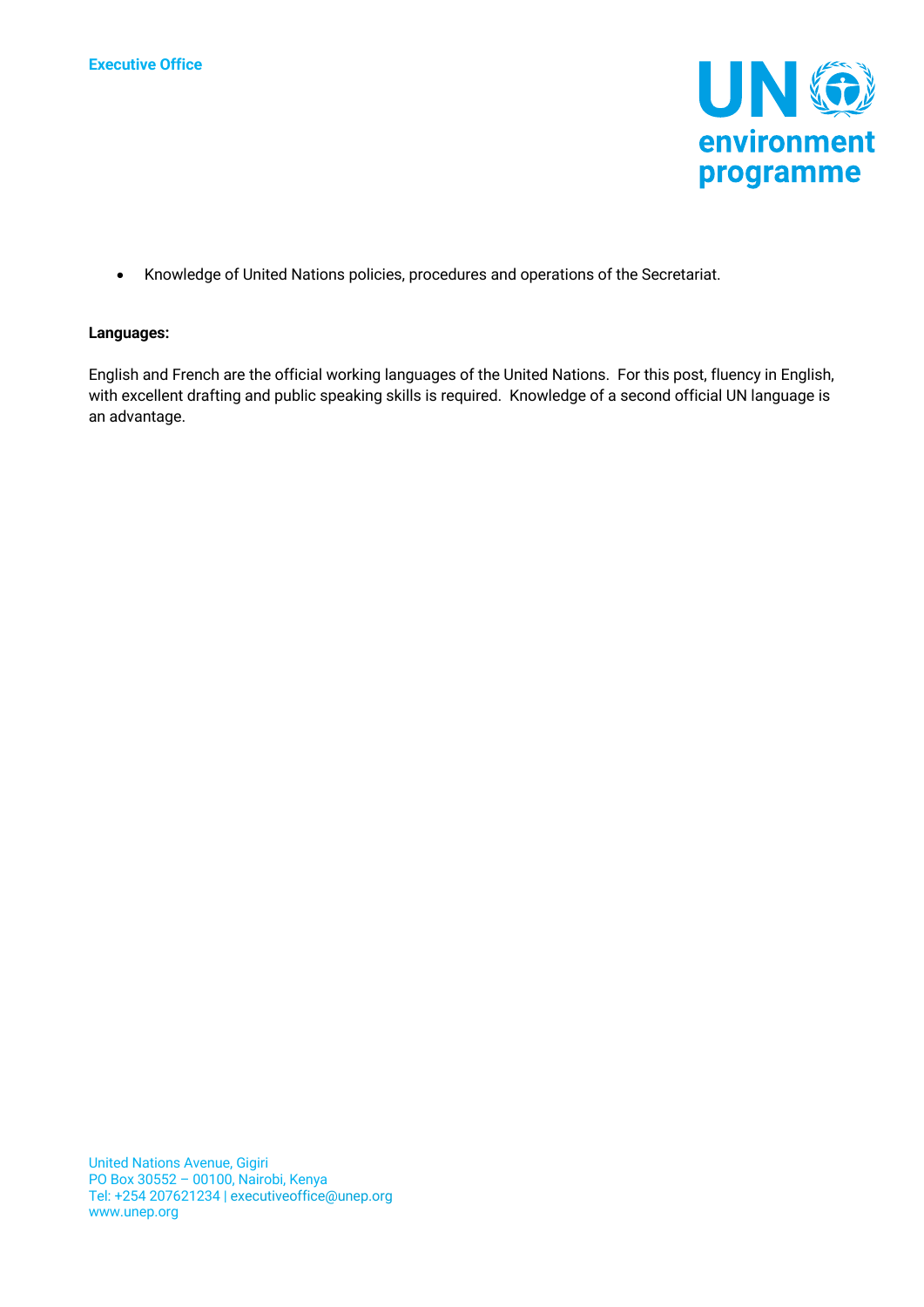- Knowledge of United Nations policies, procedures and operations of the Secretariat.

**Languages:**

English and French are the official working languages of the United Nations. For this post, fluency in English, with excellent drafting and public speaking skills is required. Knowledge of a second official UN language is an advantage.